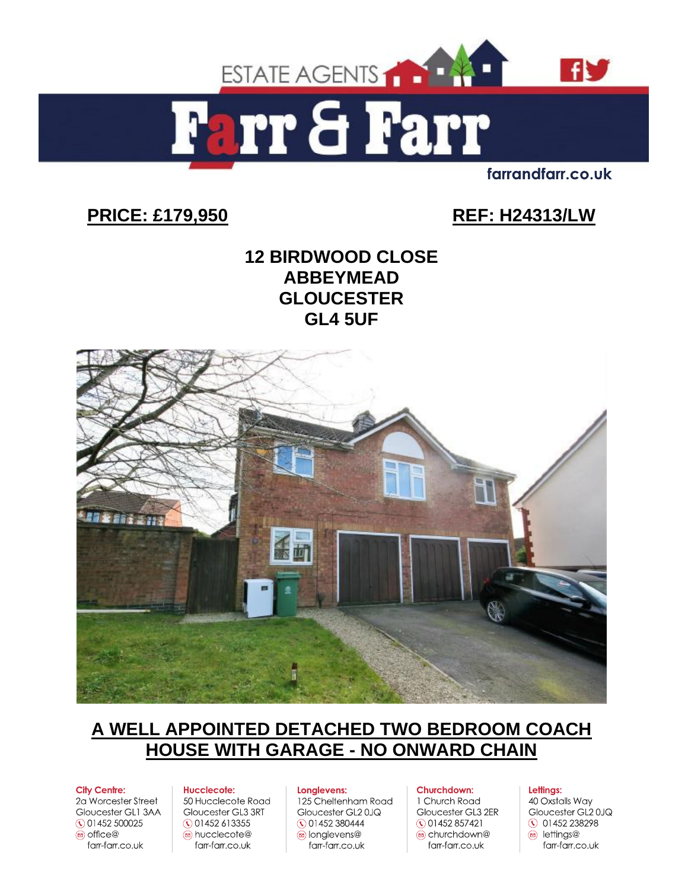ESTATE AGENTS

# Farr & Farr

farrandfarr.co.uk

**PRICE: £179,950** **REF: H24313/LW**

**12 BIRDWOOD CLOSE**
**ABBEYMEAD**
**GLOUCESTER**
**GL4 5UF**

## A WELL APPOINTED DETACHED TWO BEDROOM COACH HOUSE WITH GARAGE - NO ONWARD CHAIN

**City Centre:**
2a Worcester Street
Gloucester GL1 3AA
01452 500025
office@farr-farr.co.uk

**Hucclecote:**
50 Hucclecote Road
Gloucester GL3 3RT
01452 613355
hucclecote@farr-farr.co.uk

**Longlevens:**
125 Cheltenham Road
Gloucester GL2 0JQ
01452 380444
longlevens@farr-farr.co.uk

**Churchdown:**
1 Church Road
Gloucester GL3 2ER
01452 857421
churchdown@farr-farr.co.uk

**Lettings:**
40 Oxstalls Way
Gloucester GL2 0JQ
01452 238298
lettings@farr-farr.co.uk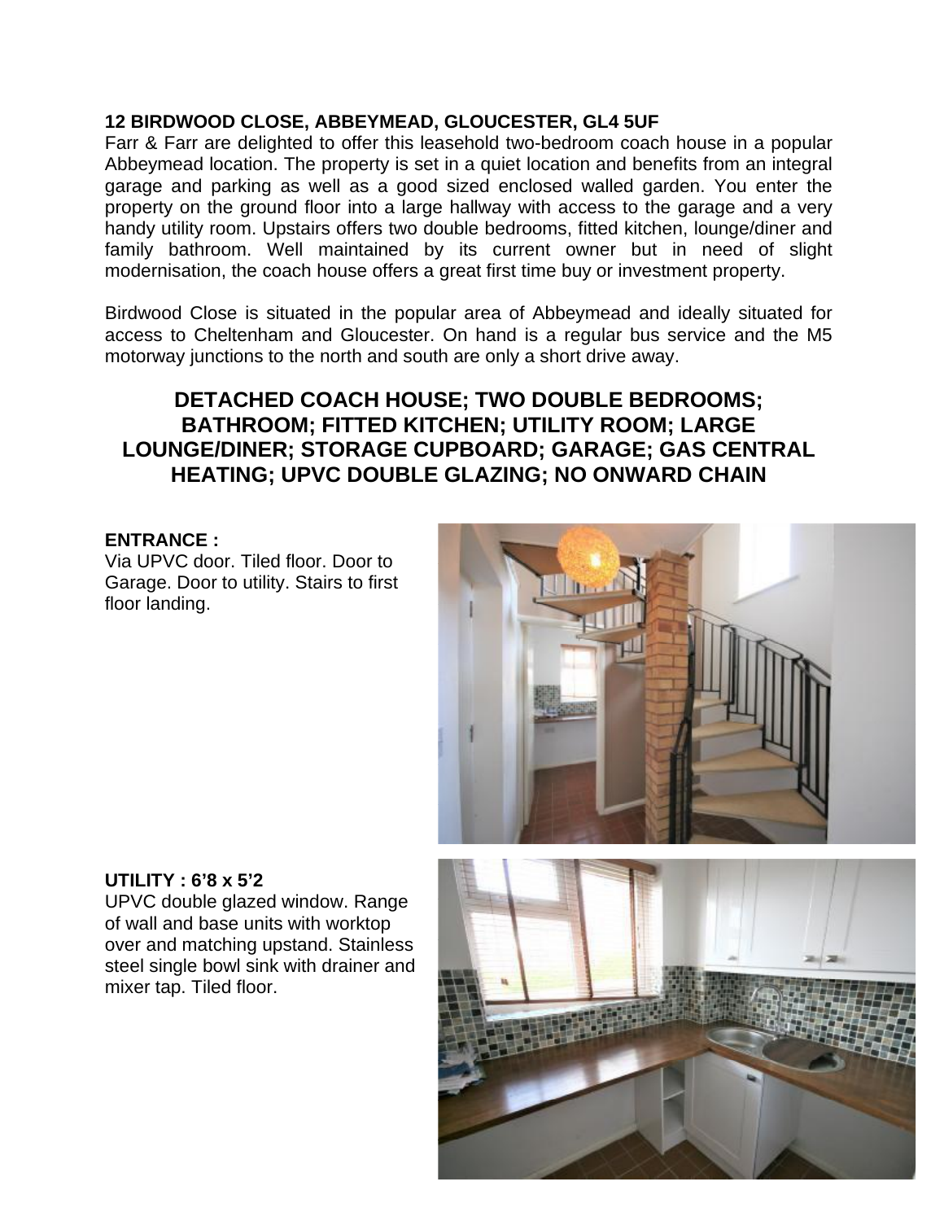**12 BIRDWOOD CLOSE, ABBEYMEAD, GLOUCESTER, GL4 5UF**

Farr & Farr are delighted to offer this leasehold two-bedroom coach house in a popular Abbeymead location. The property is set in a quiet location and benefits from an integral garage and parking as well as a good sized enclosed walled garden. You enter the property on the ground floor into a large hallway with access to the garage and a very handy utility room. Upstairs offers two double bedrooms, fitted kitchen, lounge/diner and family bathroom. Well maintained by its current owner but in need of slight modernisation, the coach house offers a great first time buy or investment property.

Birdwood Close is situated in the popular area of Abbeymead and ideally situated for access to Cheltenham and Gloucester. On hand is a regular bus service and the M5 motorway junctions to the north and south are only a short drive away.

## DETACHED COACH HOUSE; TWO DOUBLE BEDROOMS; BATHROOM; FITTED KITCHEN; UTILITY ROOM; LARGE LOUNGE/DINER; STORAGE CUPBOARD; GARAGE; GAS CENTRAL HEATING; UPVC DOUBLE GLAZING; NO ONWARD CHAIN

**ENTRANCE :**

Via UPVC door. Tiled floor. Door to Garage. Door to utility. Stairs to first floor landing.

**UTILITY : 6'8 x 5'2**

UPVC double glazed window. Range of wall and base units with worktop over and matching upstand. Stainless steel single bowl sink with drainer and mixer tap. Tiled floor.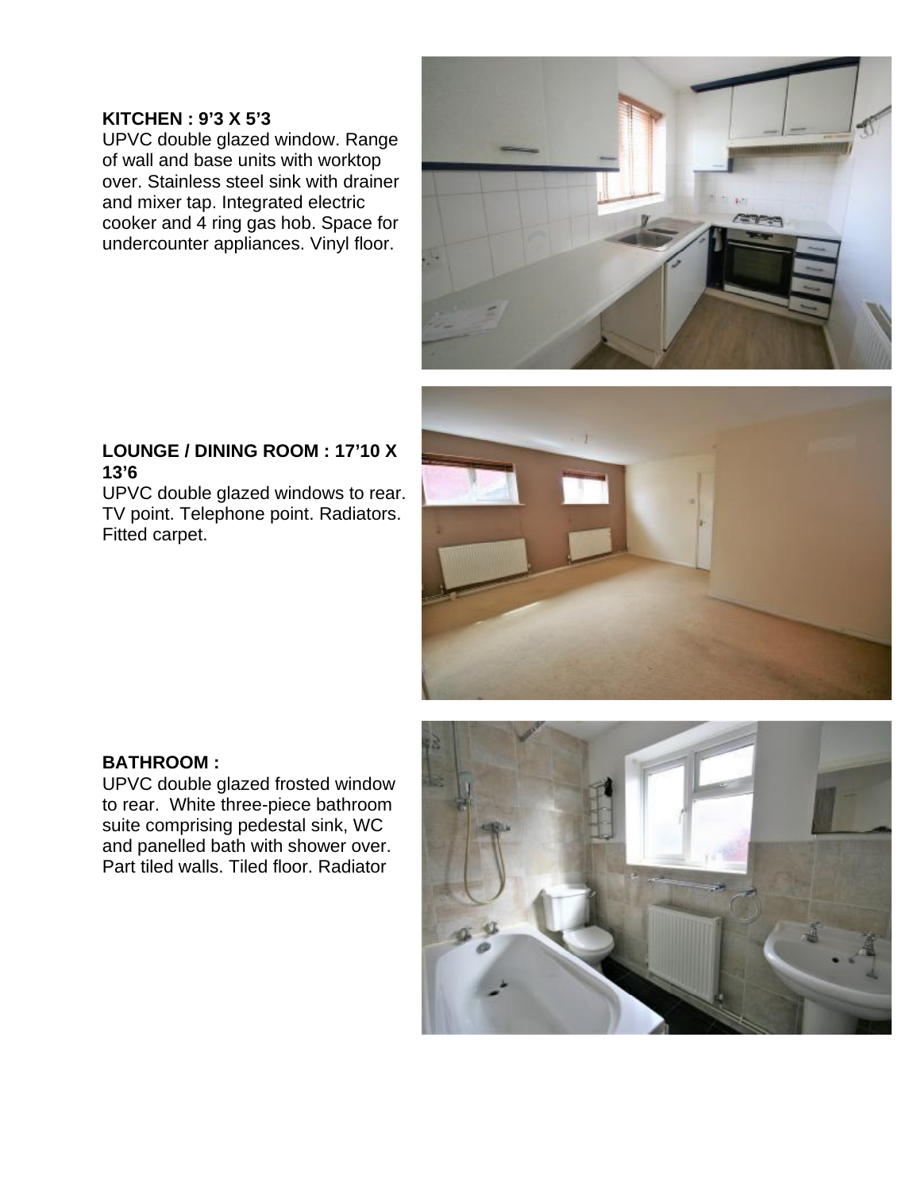**KITCHEN : 9’3 X 5’3**
UPVC double glazed window. Range of wall and base units with worktop over. Stainless steel sink with drainer and mixer tap. Integrated electric cooker and 4 ring gas hob. Space for undercounter appliances. Vinyl floor.

**LOUNGE / DINING ROOM : 17’10 X 13’6**
UPVC double glazed windows to rear. TV point. Telephone point. Radiators. Fitted carpet.

**BATHROOM :**
UPVC double glazed frosted window to rear. White three-piece bathroom suite comprising pedestal sink, WC and panelled bath with shower over. Part tiled walls. Tiled floor. Radiator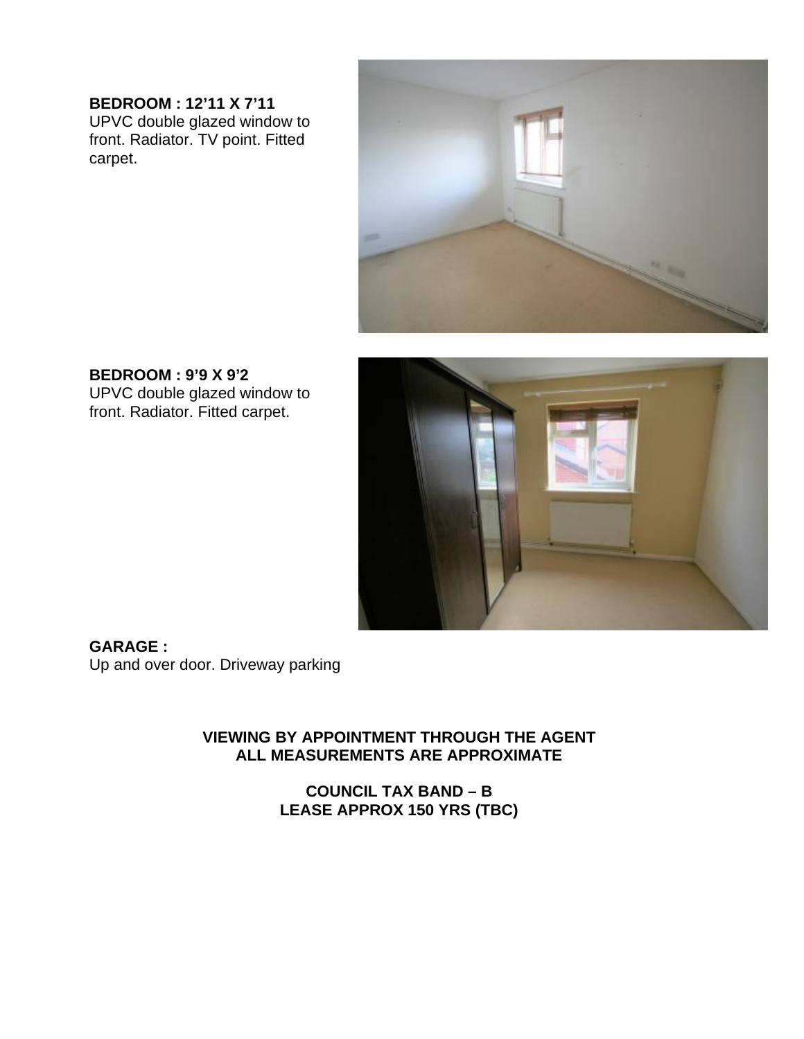**BEDROOM : 12’11 X 7’11**
UPVC double glazed window to front. Radiator. TV point. Fitted carpet.

**BEDROOM : 9’9 X 9’2**
UPVC double glazed window to front. Radiator. Fitted carpet.

**GARAGE :**
Up and over door. Driveway parking

**VIEWING BY APPOINTMENT THROUGH THE AGENT**
**ALL MEASUREMENTS ARE APPROXIMATE**

**COUNCIL TAX BAND – B**
**LEASE APPROX 150 YRS (TBC)**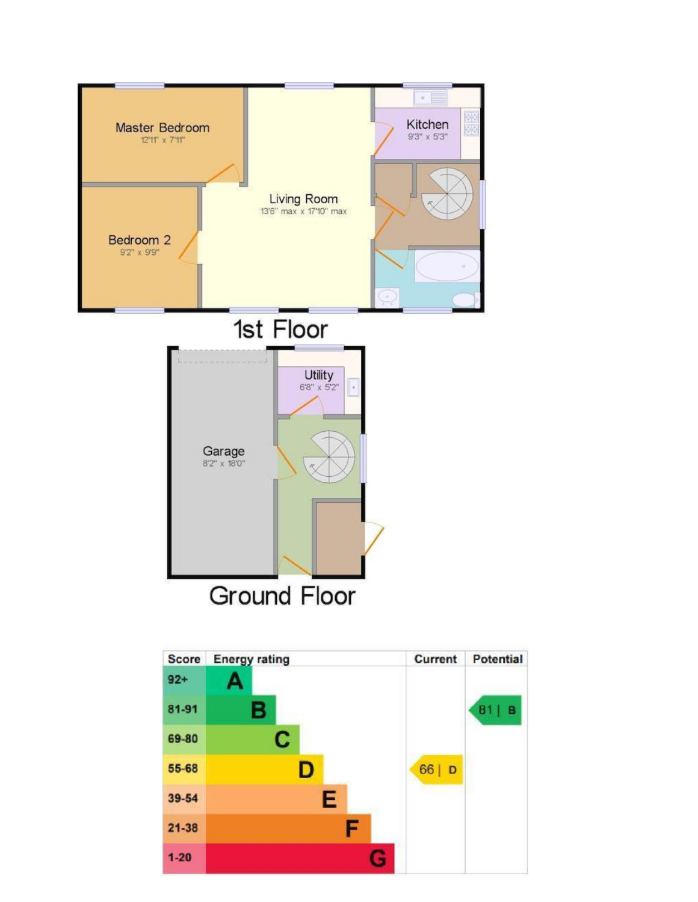Master Bedroom
12'11" x 7'11"

Living Room
13'6" max x 17'10" max

Kitchen
9'3" x 5'3"

Bedroom 2
9'2" x 9'9"

1st Floor

Utility
6'8" x 5'2"

Garage
8'2" x 18'0"

Ground Floor

| Score | Energy rating | Current | Potential |
| --- | --- | --- | --- |
| 92+ | A | | |
| 81-91 | B | | 81 \| B |
| 69-80 | C | | |
| 55-68 | D | 66 \| D | |
| 39-54 | E | | |
| 21-38 | F | | |
| 1-20 | G | | |